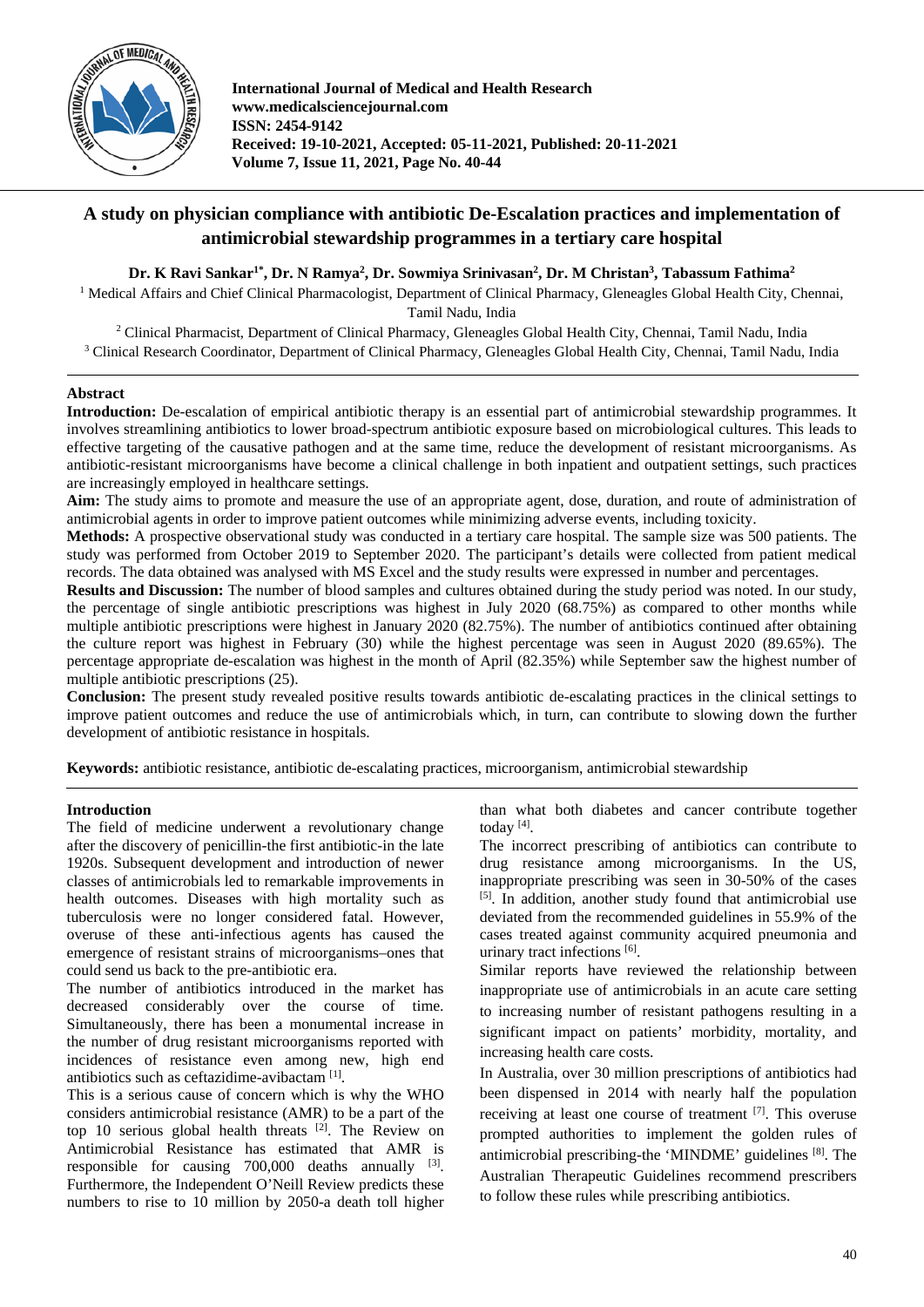International Journal of Medical and Health Research
www.medicalsciencejournal.com
ISSN: 2454-9142
Received: 19-10-2021, Accepted: 05-11-2021, Published: 20-11-2021
Volume 7, Issue 11, 2021, Page No. 40-44

# A study on physician compliance with antibiotic De-Escalation practices and implementation of antimicrobial stewardship programmes in a tertiary care hospital

**Dr. K Ravi Sankar[1*], Dr. N Ramya[2], Dr. Sowmiya Srinivasan[2], Dr. M Christan[3], Tabassum Fathima[2]**

[1] Medical Affairs and Chief Clinical Pharmacologist, Department of Clinical Pharmacy, Gleneagles Global Health City, Chennai, Tamil Nadu, India

[2] Clinical Pharmacist, Department of Clinical Pharmacy, Gleneagles Global Health City, Chennai, Tamil Nadu, India

[3] Clinical Research Coordinator, Department of Clinical Pharmacy, Gleneagles Global Health City, Chennai, Tamil Nadu, India

## Abstract

**Introduction:** De-escalation of empirical antibiotic therapy is an essential part of antimicrobial stewardship programmes. It involves streamlining antibiotics to lower broad-spectrum antibiotic exposure based on microbiological cultures. This leads to effective targeting of the causative pathogen and at the same time, reduce the development of resistant microorganisms. As antibiotic-resistant microorganisms have become a clinical challenge in both inpatient and outpatient settings, such practices are increasingly employed in healthcare settings.

**Aim:** The study aims to promote and measure the use of an appropriate agent, dose, duration, and route of administration of antimicrobial agents in order to improve patient outcomes while minimizing adverse events, including toxicity.

**Methods:** A prospective observational study was conducted in a tertiary care hospital. The sample size was 500 patients. The study was performed from October 2019 to September 2020. The participant's details were collected from patient medical records. The data obtained was analysed with MS Excel and the study results were expressed in number and percentages.

**Results and Discussion:** The number of blood samples and cultures obtained during the study period was noted. In our study, the percentage of single antibiotic prescriptions was highest in July 2020 (68.75%) as compared to other months while multiple antibiotic prescriptions were highest in January 2020 (82.75%). The number of antibiotics continued after obtaining the culture report was highest in February (30) while the highest percentage was seen in August 2020 (89.65%). The percentage appropriate de-escalation was highest in the month of April (82.35%) while September saw the highest number of multiple antibiotic prescriptions (25).

**Conclusion:** The present study revealed positive results towards antibiotic de-escalating practices in the clinical settings to improve patient outcomes and reduce the use of antimicrobials which, in turn, can contribute to slowing down the further development of antibiotic resistance in hospitals.

**Keywords:** antibiotic resistance, antibiotic de-escalating practices, microorganism, antimicrobial stewardship

## Introduction

The field of medicine underwent a revolutionary change after the discovery of penicillin-the first antibiotic-in the late 1920s. Subsequent development and introduction of newer classes of antimicrobials led to remarkable improvements in health outcomes. Diseases with high mortality such as tuberculosis were no longer considered fatal. However, overuse of these anti-infectious agents has caused the emergence of resistant strains of microorganisms–ones that could send us back to the pre-antibiotic era.

The number of antibiotics introduced in the market has decreased considerably over the course of time. Simultaneously, there has been a monumental increase in the number of drug resistant microorganisms reported with incidences of resistance even among new, high end antibiotics such as ceftazidime-avibactam [1].

This is a serious cause of concern which is why the WHO considers antimicrobial resistance (AMR) to be a part of the top 10 serious global health threats [2]. The Review on Antimicrobial Resistance has estimated that AMR is responsible for causing 700,000 deaths annually [3]. Furthermore, the Independent O'Neill Review predicts these numbers to rise to 10 million by 2050-a death toll higher than what both diabetes and cancer contribute together today [4].

The incorrect prescribing of antibiotics can contribute to drug resistance among microorganisms. In the US, inappropriate prescribing was seen in 30-50% of the cases [5]. In addition, another study found that antimicrobial use deviated from the recommended guidelines in 55.9% of the cases treated against community acquired pneumonia and urinary tract infections [6].

Similar reports have reviewed the relationship between inappropriate use of antimicrobials in an acute care setting to increasing number of resistant pathogens resulting in a significant impact on patients' morbidity, mortality, and increasing health care costs.

In Australia, over 30 million prescriptions of antibiotics had been dispensed in 2014 with nearly half the population receiving at least one course of treatment [7]. This overuse prompted authorities to implement the golden rules of antimicrobial prescribing-the 'MINDME' guidelines [8]. The Australian Therapeutic Guidelines recommend prescribers to follow these rules while prescribing antibiotics.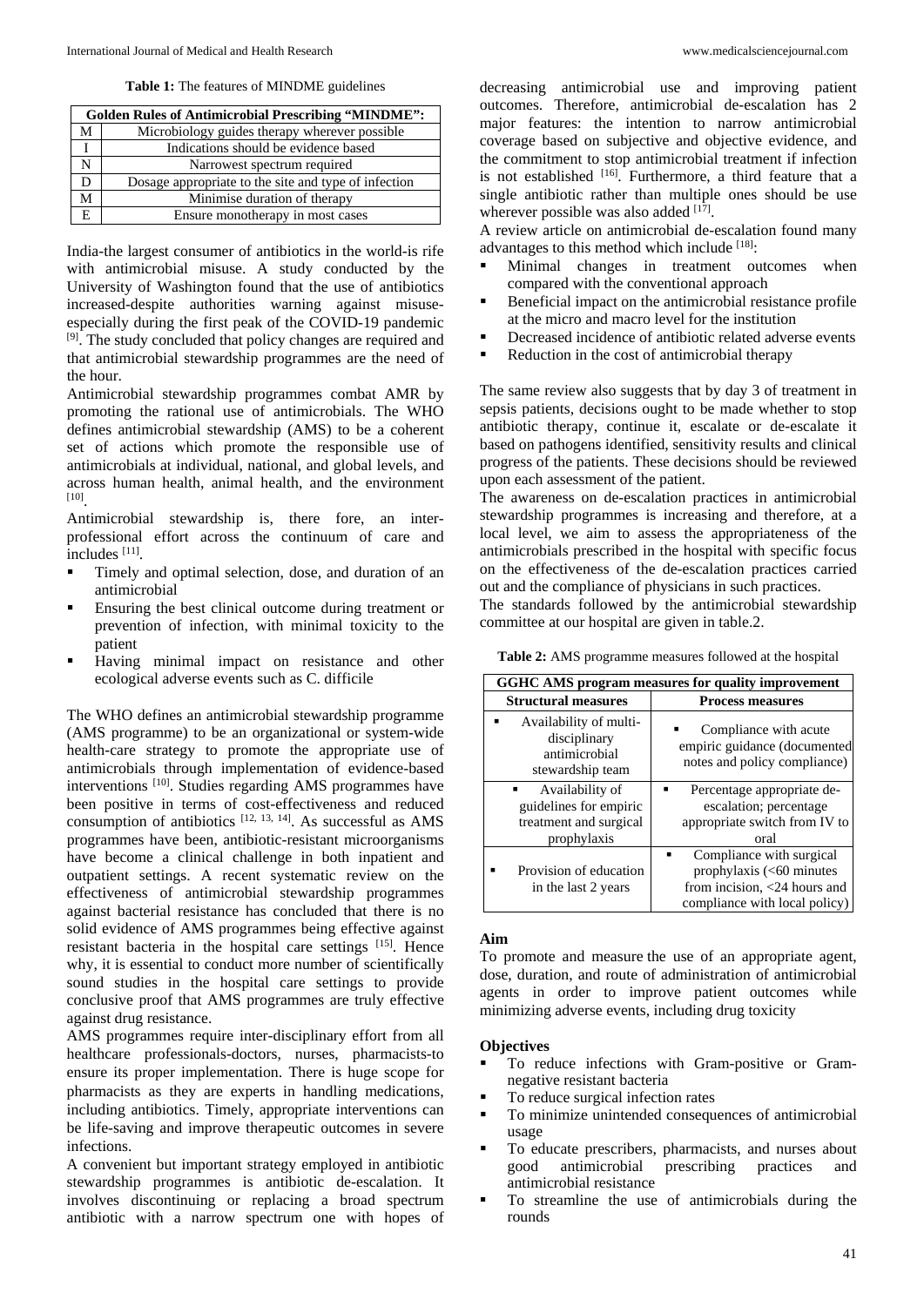**Table 1:** The features of MINDME guidelines

| Golden Rules of Antimicrobial Prescribing "MINDME": | |
|---|---|
| M | Microbiology guides therapy wherever possible |
| I | Indications should be evidence based |
| N | Narrowest spectrum required |
| D | Dosage appropriate to the site and type of infection |
| M | Minimise duration of therapy |
| E | Ensure monotherapy in most cases |

India-the largest consumer of antibiotics in the world-is rife with antimicrobial misuse. A study conducted by the University of Washington found that the use of antibiotics increased-despite authorities warning against misuse-especially during the first peak of the COVID-19 pandemic [9]. The study concluded that policy changes are required and that antimicrobial stewardship programmes are the need of the hour.

Antimicrobial stewardship programmes combat AMR by promoting the rational use of antimicrobials. The WHO defines antimicrobial stewardship (AMS) to be a coherent set of actions which promote the responsible use of antimicrobials at individual, national, and global levels, and across human health, animal health, and the environment [10].

Antimicrobial stewardship is, there fore, an inter-professional effort across the continuum of care and includes [11].

- Timely and optimal selection, dose, and duration of an antimicrobial
- Ensuring the best clinical outcome during treatment or prevention of infection, with minimal toxicity to the patient
- Having minimal impact on resistance and other ecological adverse events such as C. difficile

The WHO defines an antimicrobial stewardship programme (AMS programme) to be an organizational or system-wide health-care strategy to promote the appropriate use of antimicrobials through implementation of evidence-based interventions [10]. Studies regarding AMS programmes have been positive in terms of cost-effectiveness and reduced consumption of antibiotics [12, 13, 14]. As successful as AMS programmes have been, antibiotic-resistant microorganisms have become a clinical challenge in both inpatient and outpatient settings. A recent systematic review on the effectiveness of antimicrobial stewardship programmes against bacterial resistance has concluded that there is no solid evidence of AMS programmes being effective against resistant bacteria in the hospital care settings [15]. Hence why, it is essential to conduct more number of scientifically sound studies in the hospital care settings to provide conclusive proof that AMS programmes are truly effective against drug resistance.

AMS programmes require inter-disciplinary effort from all healthcare professionals-doctors, nurses, pharmacists-to ensure its proper implementation. There is huge scope for pharmacists as they are experts in handling medications, including antibiotics. Timely, appropriate interventions can be life-saving and improve therapeutic outcomes in severe infections.

A convenient but important strategy employed in antibiotic stewardship programmes is antibiotic de-escalation. It involves discontinuing or replacing a broad spectrum antibiotic with a narrow spectrum one with hopes of decreasing antimicrobial use and improving patient outcomes. Therefore, antimicrobial de-escalation has 2 major features: the intention to narrow antimicrobial coverage based on subjective and objective evidence, and the commitment to stop antimicrobial treatment if infection is not established [16]. Furthermore, a third feature that a single antibiotic rather than multiple ones should be use wherever possible was also added [17].

A review article on antimicrobial de-escalation found many advantages to this method which include [18]:

- Minimal changes in treatment outcomes when compared with the conventional approach
- Beneficial impact on the antimicrobial resistance profile at the micro and macro level for the institution
- Decreased incidence of antibiotic related adverse events
- Reduction in the cost of antimicrobial therapy

The same review also suggests that by day 3 of treatment in sepsis patients, decisions ought to be made whether to stop antibiotic therapy, continue it, escalate or de-escalate it based on pathogens identified, sensitivity results and clinical progress of the patients. These decisions should be reviewed upon each assessment of the patient.

The awareness on de-escalation practices in antimicrobial stewardship programmes is increasing and therefore, at a local level, we aim to assess the appropriateness of the antimicrobials prescribed in the hospital with specific focus on the effectiveness of the de-escalation practices carried out and the compliance of physicians in such practices.

The standards followed by the antimicrobial stewardship committee at our hospital are given in table.2.

**Table 2:** AMS programme measures followed at the hospital

| GGHC AMS program measures for quality improvement | |
|---|---|
| **Structural measures** | **Process measures** |
| Availability of multi-disciplinary antimicrobial stewardship team | Compliance with acute empiric guidance (documented notes and policy compliance) |
| Availability of guidelines for empiric treatment and surgical prophylaxis | Percentage appropriate de-escalation; percentage appropriate switch from IV to oral |
| Provision of education in the last 2 years | Compliance with surgical prophylaxis (<60 minutes from incision, <24 hours and compliance with local policy) |

## Aim

To promote and measure the use of an appropriate agent, dose, duration, and route of administration of antimicrobial agents in order to improve patient outcomes while minimizing adverse events, including drug toxicity

## Objectives

- To reduce infections with Gram-positive or Gram-negative resistant bacteria
- To reduce surgical infection rates
- To minimize unintended consequences of antimicrobial usage
- To educate prescribers, pharmacists, and nurses about good antimicrobial prescribing practices and antimicrobial resistance
- To streamline the use of antimicrobials during the rounds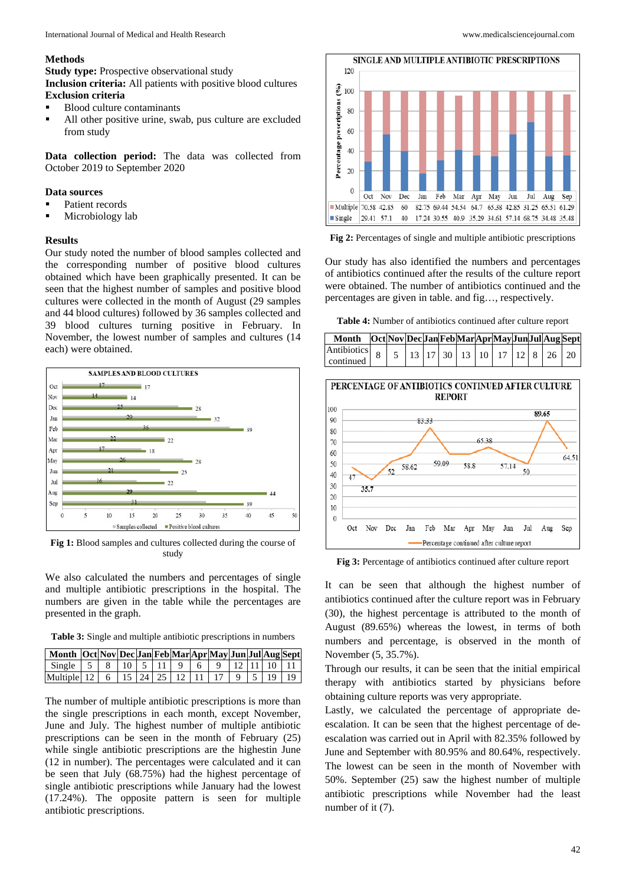### Methods

**Study type:** Prospective observational study
**Inclusion criteria:** All patients with positive blood cultures
**Exclusion criteria**

- Blood culture contaminants
- All other positive urine, swab, pus culture are excluded from study

**Data collection period:** The data was collected from October 2019 to September 2020

**Data sources**

- Patient records
- Microbiology lab

### Results

Our study noted the number of blood samples collected and the corresponding number of positive blood cultures obtained which have been graphically presented. It can be seen that the highest number of samples and positive blood cultures were collected in the month of August (29 samples and 44 blood cultures) followed by 36 samples collected and 39 blood cultures turning positive in February. In November, the lowest number of samples and cultures (14 each) were obtained.

**Fig 1:** Blood samples and cultures collected during the course of study

We also calculated the numbers and percentages of single and multiple antibiotic prescriptions in the hospital. The numbers are given in the table while the percentages are presented in the graph.

**Table 3:** Single and multiple antibiotic prescriptions in numbers

| Month | Oct | Nov | Dec | Jan | Feb | Mar | Apr | May | Jun | Jul | Aug | Sept |
|---|---|---|---|---|---|---|---|---|---|---|---|---|
| Single | 5 | 8 | 10 | 5 | 11 | 9 | 6 | 9 | 12 | 11 | 10 | 11 |
| Multiple | 12 | 6 | 15 | 24 | 25 | 12 | 11 | 17 | 9 | 5 | 19 | 19 |

The number of multiple antibiotic prescriptions is more than the single prescriptions in each month, except November, June and July. The highest number of multiple antibiotic prescriptions can be seen in the month of February (25) while single antibiotic prescriptions are the highestin June (12 in number). The percentages were calculated and it can be seen that July (68.75%) had the highest percentage of single antibiotic prescriptions while January had the lowest (17.24%). The opposite pattern is seen for multiple antibiotic prescriptions.

**Fig 2:** Percentages of single and multiple antibiotic prescriptions

Our study has also identified the numbers and percentages of antibiotics continued after the results of the culture report were obtained. The number of antibiotics continued and the percentages are given in table. and fig…, respectively.

**Table 4:** Number of antibiotics continued after culture report

| Month | Oct | Nov | Dec | Jan | Feb | Mar | Apr | May | Jun | Jul | Aug | Sept |
|---|---|---|---|---|---|---|---|---|---|---|---|---|
| Antibiotics continued | 8 | 5 | 13 | 17 | 30 | 13 | 10 | 17 | 12 | 8 | 26 | 20 |

**Fig 3:** Percentage of antibiotics continued after culture report

It can be seen that although the highest number of antibiotics continued after the culture report was in February (30), the highest percentage is attributed to the month of August (89.65%) whereas the lowest, in terms of both numbers and percentage, is observed in the month of November (5, 35.7%).

Through our results, it can be seen that the initial empirical therapy with antibiotics started by physicians before obtaining culture reports was very appropriate.

Lastly, we calculated the percentage of appropriate de-escalation. It can be seen that the highest percentage of de-escalation was carried out in April with 82.35% followed by June and September with 80.95% and 80.64%, respectively. The lowest can be seen in the month of November with 50%. September (25) saw the highest number of multiple antibiotic prescriptions while November had the least number of it (7).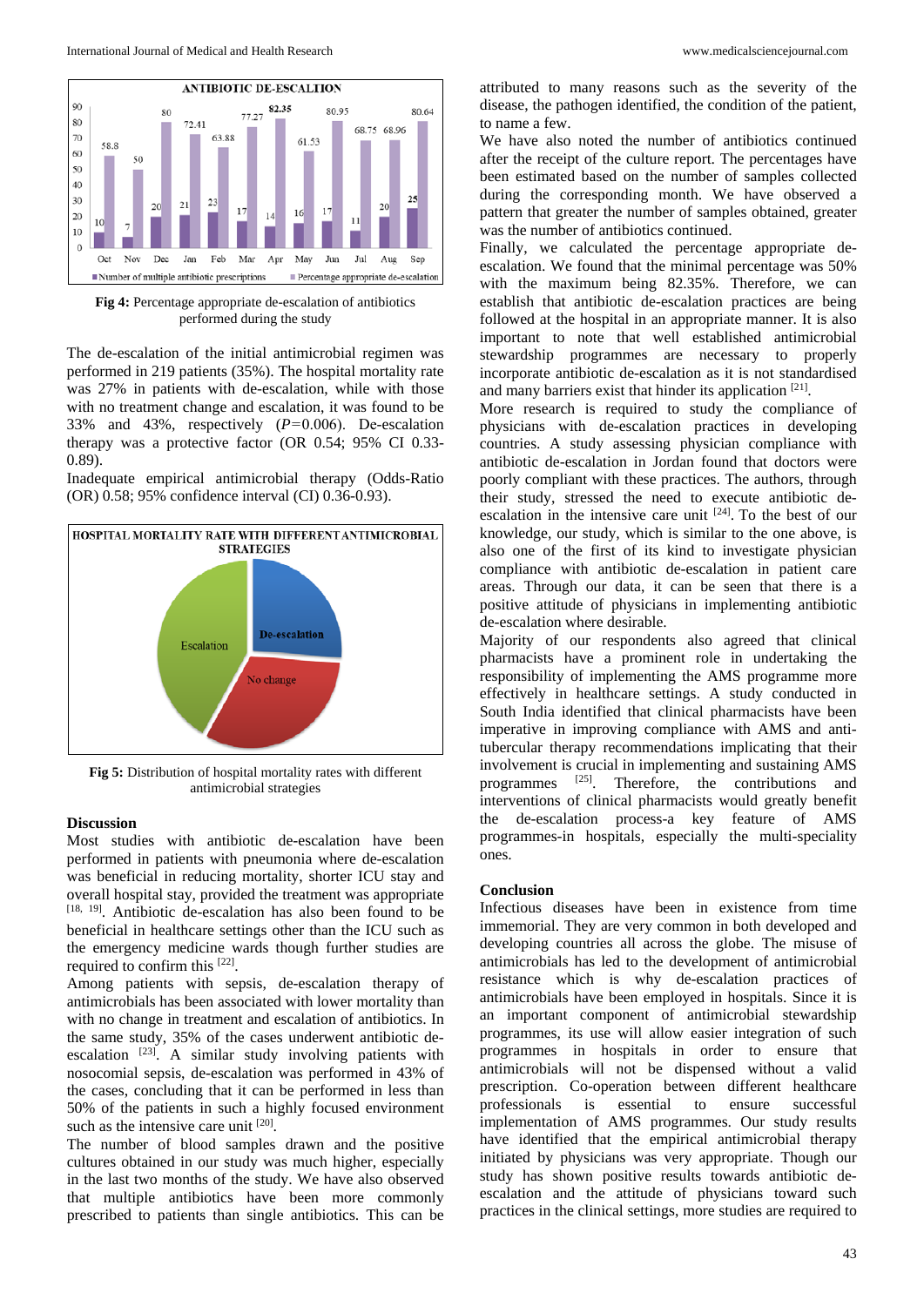Fig 4: Percentage appropriate de-escalation of antibiotics performed during the study

The de-escalation of the initial antimicrobial regimen was performed in 219 patients (35%). The hospital mortality rate was 27% in patients with de-escalation, while with those with no treatment change and escalation, it was found to be 33% and 43%, respectively ($P=0.006$). De-escalation therapy was a protective factor (OR 0.54; 95% CI 0.33-0.89).

Inadequate empirical antimicrobial therapy (Odds-Ratio (OR) 0.58; 95% confidence interval (CI) 0.36-0.93).

Fig 5: Distribution of hospital mortality rates with different antimicrobial strategies

## Discussion

Most studies with antibiotic de-escalation have been performed in patients with pneumonia where de-escalation was beneficial in reducing mortality, shorter ICU stay and overall hospital stay, provided the treatment was appropriate [18, 19]. Antibiotic de-escalation has also been found to be beneficial in healthcare settings other than the ICU such as the emergency medicine wards though further studies are required to confirm this [22].

Among patients with sepsis, de-escalation therapy of antimicrobials has been associated with lower mortality than with no change in treatment and escalation of antibiotics. In the same study, 35% of the cases underwent antibiotic de-escalation [23]. A similar study involving patients with nosocomial sepsis, de-escalation was performed in 43% of the cases, concluding that it can be performed in less than 50% of the patients in such a highly focused environment such as the intensive care unit [20].

The number of blood samples drawn and the positive cultures obtained in our study was much higher, especially in the last two months of the study. We have also observed that multiple antibiotics have been more commonly prescribed to patients than single antibiotics. This can be attributed to many reasons such as the severity of the disease, the pathogen identified, the condition of the patient, to name a few.

We have also noted the number of antibiotics continued after the receipt of the culture report. The percentages have been estimated based on the number of samples collected during the corresponding month. We have observed a pattern that greater the number of samples obtained, greater was the number of antibiotics continued.

Finally, we calculated the percentage appropriate de-escalation. We found that the minimal percentage was 50% with the maximum being 82.35%. Therefore, we can establish that antibiotic de-escalation practices are being followed at the hospital in an appropriate manner. It is also important to note that well established antimicrobial stewardship programmes are necessary to properly incorporate antibiotic de-escalation as it is not standardised and many barriers exist that hinder its application [21].

More research is required to study the compliance of physicians with de-escalation practices in developing countries. A study assessing physician compliance with antibiotic de-escalation in Jordan found that doctors were poorly compliant with these practices. The authors, through their study, stressed the need to execute antibiotic de-escalation in the intensive care unit [24]. To the best of our knowledge, our study, which is similar to the one above, is also one of the first of its kind to investigate physician compliance with antibiotic de-escalation in patient care areas. Through our data, it can be seen that there is a positive attitude of physicians in implementing antibiotic de-escalation where desirable.

Majority of our respondents also agreed that clinical pharmacists have a prominent role in undertaking the responsibility of implementing the AMS programme more effectively in healthcare settings. A study conducted in South India identified that clinical pharmacists have been imperative in improving compliance with AMS and anti-tubercular therapy recommendations implicating that their involvement is crucial in implementing and sustaining AMS programmes [25]. Therefore, the contributions and interventions of clinical pharmacists would greatly benefit the de-escalation process-a key feature of AMS programmes-in hospitals, especially the multi-speciality ones.

## Conclusion

Infectious diseases have been in existence from time immemorial. They are very common in both developed and developing countries all across the globe. The misuse of antimicrobials has led to the development of antimicrobial resistance which is why de-escalation practices of antimicrobials have been employed in hospitals. Since it is an important component of antimicrobial stewardship programmes, its use will allow easier integration of such programmes in hospitals in order to ensure that antimicrobials will not be dispensed without a valid prescription. Co-operation between different healthcare professionals is essential to ensure successful implementation of AMS programmes. Our study results have identified that the empirical antimicrobial therapy initiated by physicians was very appropriate. Though our study has shown positive results towards antibiotic de-escalation and the attitude of physicians toward such practices in the clinical settings, more studies are required to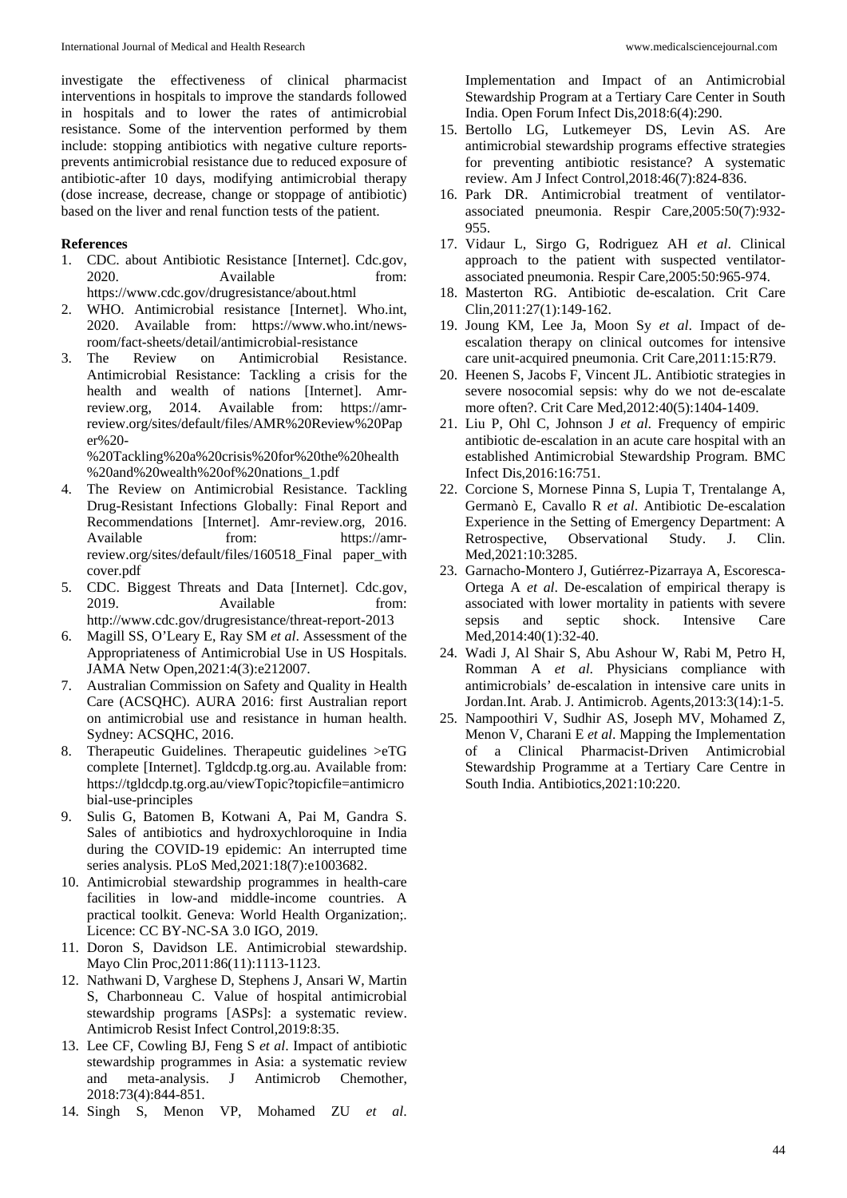investigate the effectiveness of clinical pharmacist interventions in hospitals to improve the standards followed in hospitals and to lower the rates of antimicrobial resistance. Some of the intervention performed by them include: stopping antibiotics with negative culture reports-prevents antimicrobial resistance due to reduced exposure of antibiotic-after 10 days, modifying antimicrobial therapy (dose increase, decrease, change or stoppage of antibiotic) based on the liver and renal function tests of the patient.

**References**

1. CDC. about Antibiotic Resistance [Internet]. Cdc.gov, 2020. Available from: https://www.cdc.gov/drugresistance/about.html
2. WHO. Antimicrobial resistance [Internet]. Who.int, 2020. Available from: https://www.who.int/news-room/fact-sheets/detail/antimicrobial-resistance
3. The Review on Antimicrobial Resistance. Antimicrobial Resistance: Tackling a crisis for the health and wealth of nations [Internet]. Amr-review.org, 2014. Available from: https://amr-review.org/sites/default/files/AMR%20Review%20Paper%20-%20Tackling%20a%20crisis%20for%20the%20health%20and%20wealth%20of%20nations_1.pdf
4. The Review on Antimicrobial Resistance. Tackling Drug-Resistant Infections Globally: Final Report and Recommendations [Internet]. Amr-review.org, 2016. Available from: https://amr-review.org/sites/default/files/160518_Final paper_with cover.pdf
5. CDC. Biggest Threats and Data [Internet]. Cdc.gov, 2019. Available from: http://www.cdc.gov/drugresistance/threat-report-2013
6. Magill SS, O'Leary E, Ray SM *et al*. Assessment of the Appropriateness of Antimicrobial Use in US Hospitals. JAMA Netw Open,2021:4(3):e212007.
7. Australian Commission on Safety and Quality in Health Care (ACSQHC). AURA 2016: first Australian report on antimicrobial use and resistance in human health. Sydney: ACSQHC, 2016.
8. Therapeutic Guidelines. Therapeutic guidelines >eTG complete [Internet]. Tgldcdp.tg.org.au. Available from: https://tgldcdp.tg.org.au/viewTopic?topicfile=antimicrobial-use-principles
9. Sulis G, Batomen B, Kotwani A, Pai M, Gandra S. Sales of antibiotics and hydroxychloroquine in India during the COVID-19 epidemic: An interrupted time series analysis. PLoS Med,2021:18(7):e1003682.
10. Antimicrobial stewardship programmes in health-care facilities in low-and middle-income countries. A practical toolkit. Geneva: World Health Organization;. Licence: CC BY-NC-SA 3.0 IGO, 2019.
11. Doron S, Davidson LE. Antimicrobial stewardship. Mayo Clin Proc,2011:86(11):1113-1123.
12. Nathwani D, Varghese D, Stephens J, Ansari W, Martin S, Charbonneau C. Value of hospital antimicrobial stewardship programs [ASPs]: a systematic review. Antimicrob Resist Infect Control,2019:8:35.
13. Lee CF, Cowling BJ, Feng S *et al*. Impact of antibiotic stewardship programmes in Asia: a systematic review and meta-analysis. J Antimicrob Chemother, 2018:73(4):844-851.
14. Singh S, Menon VP, Mohamed ZU *et al*. Implementation and Impact of an Antimicrobial Stewardship Program at a Tertiary Care Center in South India. Open Forum Infect Dis,2018:6(4):290.
15. Bertollo LG, Lutkemeyer DS, Levin AS. Are antimicrobial stewardship programs effective strategies for preventing antibiotic resistance? A systematic review. Am J Infect Control,2018:46(7):824-836.
16. Park DR. Antimicrobial treatment of ventilator-associated pneumonia. Respir Care,2005:50(7):932-955.
17. Vidaur L, Sirgo G, Rodriguez AH *et al*. Clinical approach to the patient with suspected ventilator-associated pneumonia. Respir Care,2005:50:965-974.
18. Masterton RG. Antibiotic de-escalation. Crit Care Clin,2011:27(1):149-162.
19. Joung KM, Lee Ja, Moon Sy *et al*. Impact of de-escalation therapy on clinical outcomes for intensive care unit-acquired pneumonia. Crit Care,2011:15:R79.
20. Heenen S, Jacobs F, Vincent JL. Antibiotic strategies in severe nosocomial sepsis: why do we not de-escalate more often?. Crit Care Med,2012:40(5):1404-1409.
21. Liu P, Ohl C, Johnson J *et al*. Frequency of empiric antibiotic de-escalation in an acute care hospital with an established Antimicrobial Stewardship Program. BMC Infect Dis,2016:16:751.
22. Corcione S, Mornese Pinna S, Lupia T, Trentalange A, Germanò E, Cavallo R *et al*. Antibiotic De-escalation Experience in the Setting of Emergency Department: A Retrospective, Observational Study. J. Clin. Med,2021:10:3285.
23. Garnacho-Montero J, Gutiérrez-Pizarraya A, Escoresca-Ortega A *et al*. De-escalation of empirical therapy is associated with lower mortality in patients with severe sepsis and septic shock. Intensive Care Med,2014:40(1):32-40.
24. Wadi J, Al Shair S, Abu Ashour W, Rabi M, Petro H, Romman A *et al*. Physicians compliance with antimicrobials' de-escalation in intensive care units in Jordan.Int. Arab. J. Antimicrob. Agents,2013:3(14):1-5.
25. Nampoothiri V, Sudhir AS, Joseph MV, Mohamed Z, Menon V, Charani E *et al*. Mapping the Implementation of a Clinical Pharmacist-Driven Antimicrobial Stewardship Programme at a Tertiary Care Centre in South India. Antibiotics,2021:10:220.